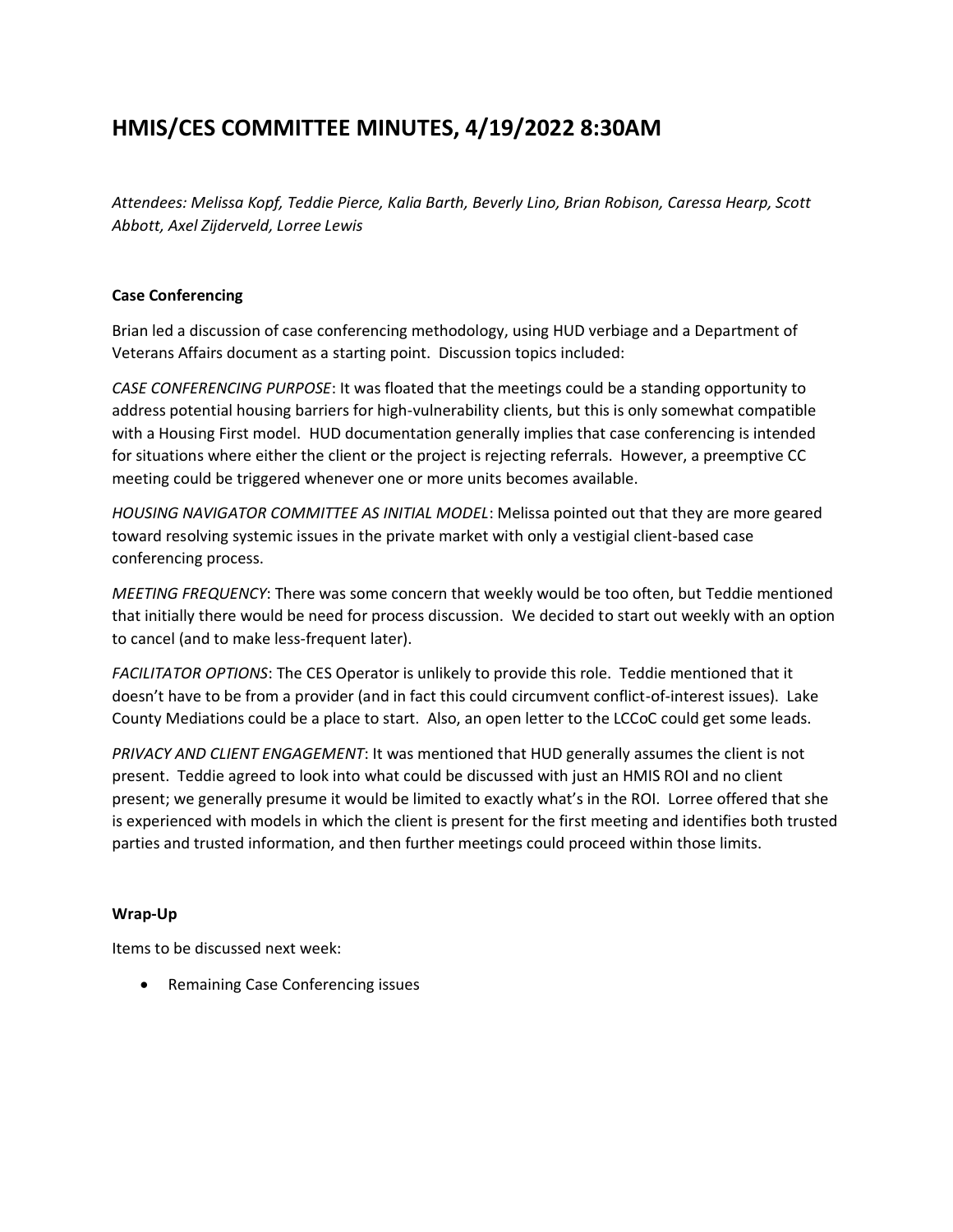# HMIS/CES COMMITTEE MINUTES, 4/19/2022 8:30AM

*Attendees: Melissa Kopf, Teddie Pierce, Kalia Barth, Beverly Lino, Brian Robison, Caressa Hearp, Scott Abbott, Axel Zijderveld, Lorree Lewis*

**Case Conferencing**

Brian led a discussion of case conferencing methodology, using HUD verbiage and a Department of Veterans Affairs document as a starting point. Discussion topics included:

*CASE CONFERENCING PURPOSE*: It was floated that the meetings could be a standing opportunity to address potential housing barriers for high-vulnerability clients, but this is only somewhat compatible with a Housing First model. HUD documentation generally implies that case conferencing is intended for situations where either the client or the project is rejecting referrals. However, a preemptive CC meeting could be triggered whenever one or more units becomes available.

*HOUSING NAVIGATOR COMMITTEE AS INITIAL MODEL*: Melissa pointed out that they are more geared toward resolving systemic issues in the private market with only a vestigial client-based case conferencing process.

*MEETING FREQUENCY*: There was some concern that weekly would be too often, but Teddie mentioned that initially there would be need for process discussion. We decided to start out weekly with an option to cancel (and to make less-frequent later).

*FACILITATOR OPTIONS*: The CES Operator is unlikely to provide this role. Teddie mentioned that it doesn't have to be from a provider (and in fact this could circumvent conflict-of-interest issues). Lake County Mediations could be a place to start. Also, an open letter to the LCCoC could get some leads.

*PRIVACY AND CLIENT ENGAGEMENT*: It was mentioned that HUD generally assumes the client is not present. Teddie agreed to look into what could be discussed with just an HMIS ROI and no client present; we generally presume it would be limited to exactly what's in the ROI. Lorree offered that she is experienced with models in which the client is present for the first meeting and identifies both trusted parties and trusted information, and then further meetings could proceed within those limits.

**Wrap-Up**

Items to be discussed next week:

- Remaining Case Conferencing issues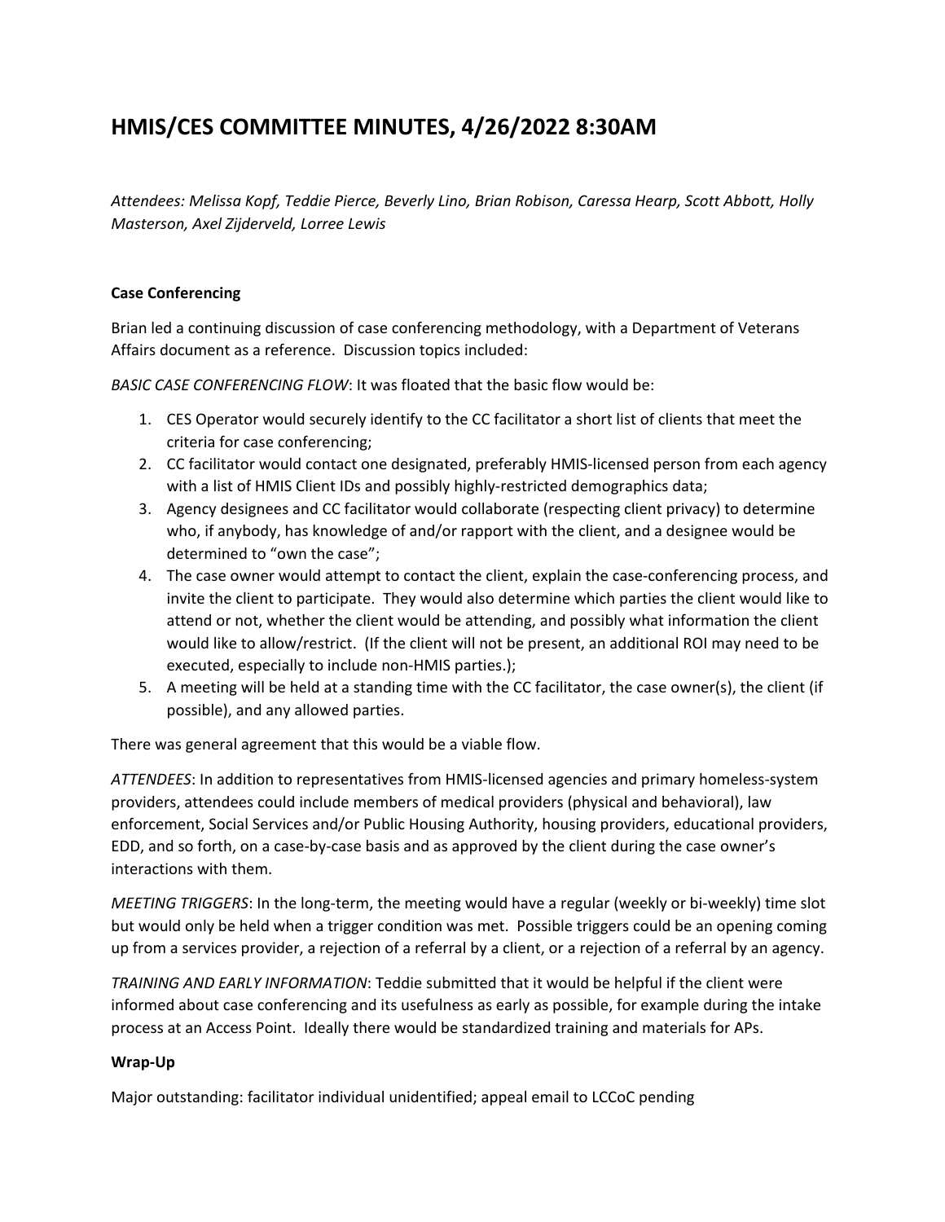# HMIS/CES COMMITTEE MINUTES, 4/26/2022 8:30AM

*Attendees: Melissa Kopf, Teddie Pierce, Beverly Lino, Brian Robison, Caressa Hearp, Scott Abbott, Holly Masterson, Axel Zijderveld, Lorree Lewis*

**Case Conferencing**

Brian led a continuing discussion of case conferencing methodology, with a Department of Veterans Affairs document as a reference. Discussion topics included:

*BASIC CASE CONFERENCING FLOW*: It was floated that the basic flow would be:

1. CES Operator would securely identify to the CC facilitator a short list of clients that meet the criteria for case conferencing;
2. CC facilitator would contact one designated, preferably HMIS-licensed person from each agency with a list of HMIS Client IDs and possibly highly-restricted demographics data;
3. Agency designees and CC facilitator would collaborate (respecting client privacy) to determine who, if anybody, has knowledge of and/or rapport with the client, and a designee would be determined to "own the case";
4. The case owner would attempt to contact the client, explain the case-conferencing process, and invite the client to participate. They would also determine which parties the client would like to attend or not, whether the client would be attending, and possibly what information the client would like to allow/restrict. (If the client will not be present, an additional ROI may need to be executed, especially to include non-HMIS parties.);
5. A meeting will be held at a standing time with the CC facilitator, the case owner(s), the client (if possible), and any allowed parties.

There was general agreement that this would be a viable flow.

*ATTENDEES*: In addition to representatives from HMIS-licensed agencies and primary homeless-system providers, attendees could include members of medical providers (physical and behavioral), law enforcement, Social Services and/or Public Housing Authority, housing providers, educational providers, EDD, and so forth, on a case-by-case basis and as approved by the client during the case owner's interactions with them.

*MEETING TRIGGERS*: In the long-term, the meeting would have a regular (weekly or bi-weekly) time slot but would only be held when a trigger condition was met. Possible triggers could be an opening coming up from a services provider, a rejection of a referral by a client, or a rejection of a referral by an agency.

*TRAINING AND EARLY INFORMATION*: Teddie submitted that it would be helpful if the client were informed about case conferencing and its usefulness as early as possible, for example during the intake process at an Access Point. Ideally there would be standardized training and materials for APs.

**Wrap-Up**

Major outstanding: facilitator individual unidentified; appeal email to LCCoC pending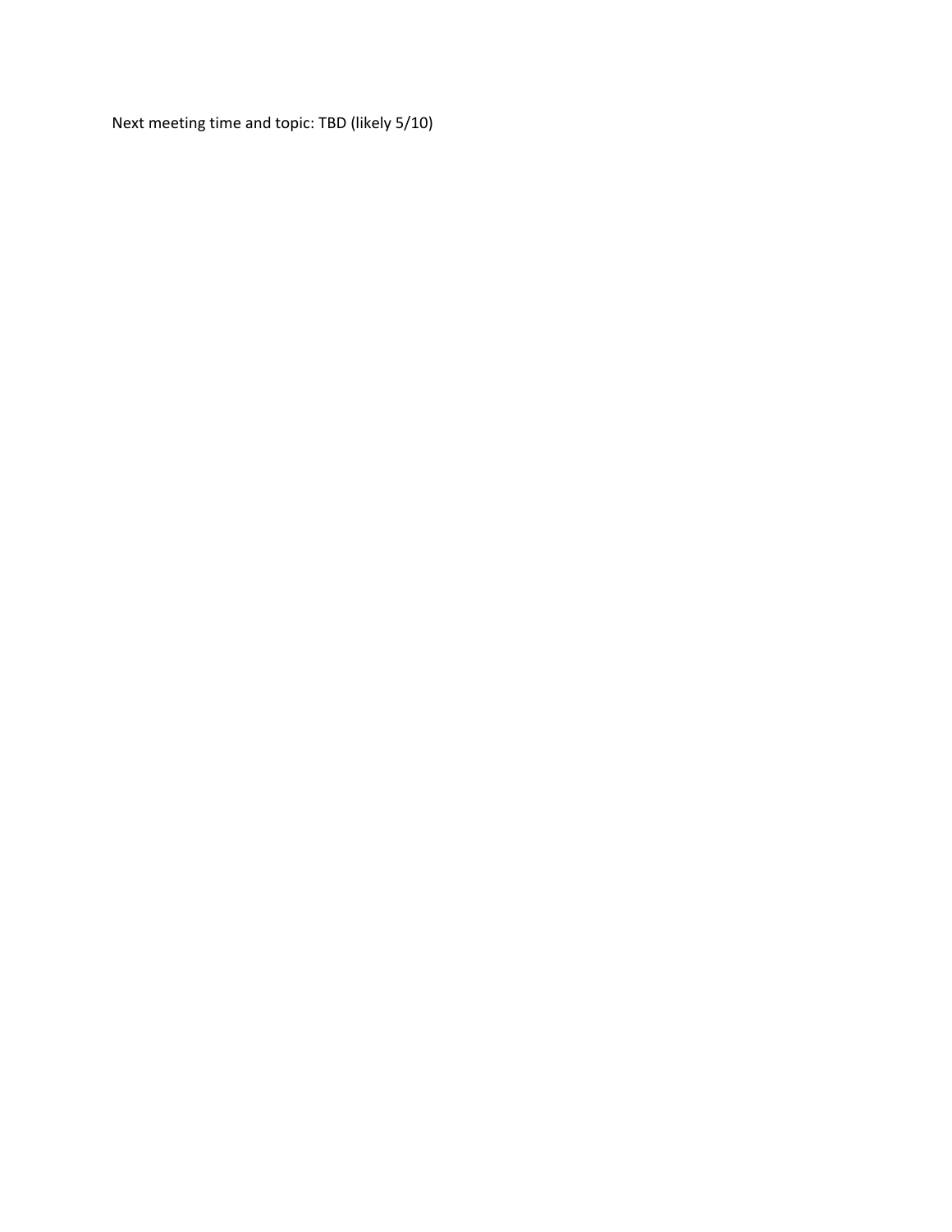Next meeting time and topic: TBD (likely 5/10)